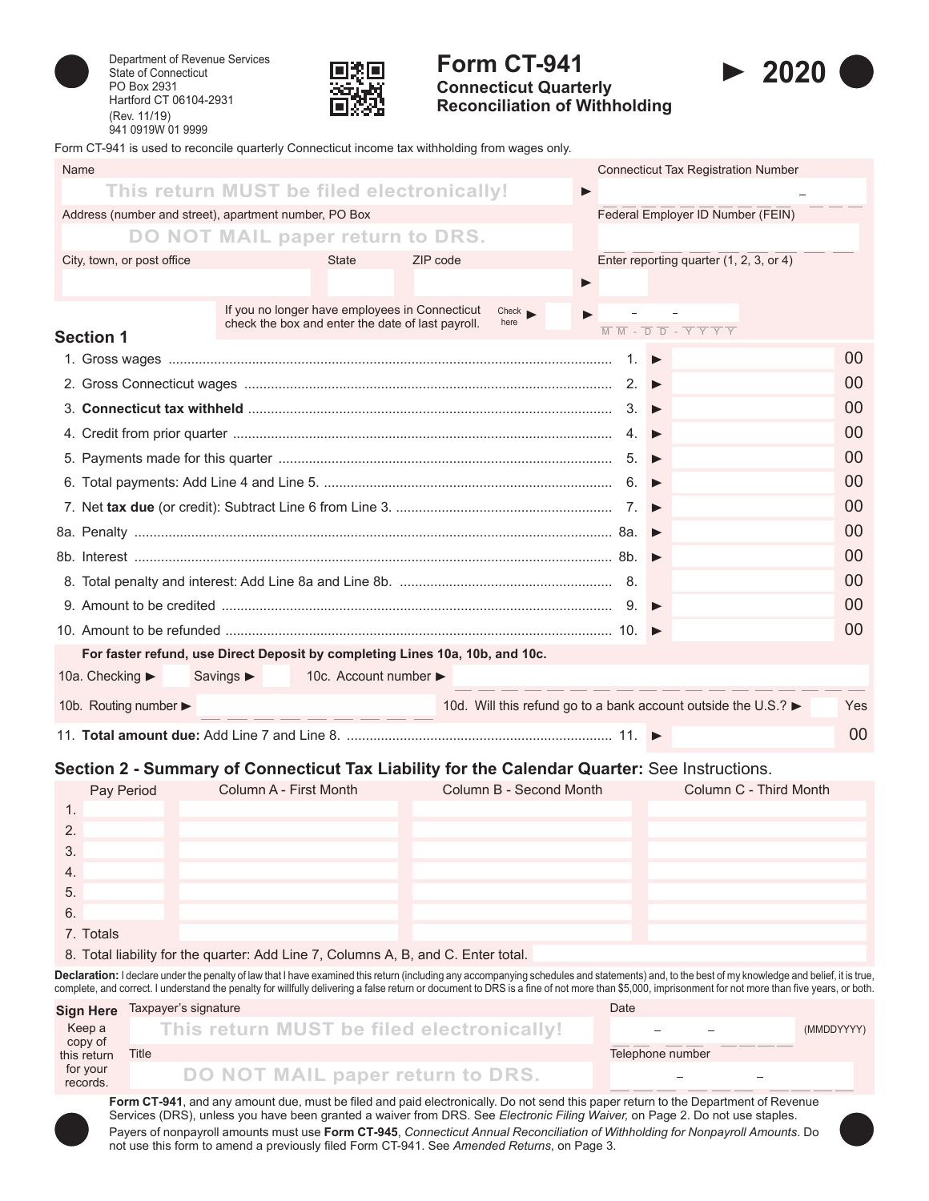Department of Revenue Services
State of Connecticut
PO Box 2931
Hartford CT 06104-2931
(Rev. 11/19)
941 0919W 01 9999

# Form CT-941 ► 2020

## Connecticut Quarterly Reconciliation of Withholding

Form CT-941 is used to reconcile quarterly Connecticut income tax withholding from wages only.

| | |
|---|---|
| Name: This return MUST be filed electronically! | ► Connecticut Tax Registration Number |
| Address (number and street), apartment number, PO Box: DO NOT MAIL paper return to DRS. | Federal Employer ID Number (FEIN) |
| City, town, or post office / State / ZIP code | ► Enter reporting quarter (1, 2, 3, or 4) |
| If you no longer have employees in Connecticut check the box and enter the date of last payroll. Check here ► | ► MM - DD - YYYY |

## Section 1

| Line | Description | | Amount |
|---|---|---|---|
| 1. | Gross wages | 1. ► | 00 |
| 2. | Gross Connecticut wages | 2. ► | 00 |
| 3. | **Connecticut tax withheld** | 3. ► | 00 |
| 4. | Credit from prior quarter | 4. ► | 00 |
| 5. | Payments made for this quarter | 5. ► | 00 |
| 6. | Total payments: Add Line 4 and Line 5. | 6. ► | 00 |
| 7. | Net **tax due** (or credit): Subtract Line 6 from Line 3. | 7. ► | 00 |
| 8a. | Penalty | 8a. ► | 00 |
| 8b. | Interest | 8b. ► | 00 |
| 8. | Total penalty and interest: Add Line 8a and Line 8b. | 8. | 00 |
| 9. | Amount to be credited | 9. ► | 00 |
| 10. | Amount to be refunded | 10. ► | 00 |

**For faster refund, use Direct Deposit by completing Lines 10a, 10b, and 10c.**

10a. Checking ► ☐ Savings ► ☐ 10c. Account number ►

10b. Routing number ► 10d. Will this refund go to a bank account outside the U.S.? ► ☐ Yes

| Line | Description | | Amount |
|---|---|---|---|
| 11. | **Total amount due:** Add Line 7 and Line 8. | 11. ► | 00 |

## Section 2 - Summary of Connecticut Tax Liability for the Calendar Quarter: See Instructions.

| | Pay Period | Column A - First Month | Column B - Second Month | Column C - Third Month |
|---|---|---|---|---|
| 1. | | | | |
| 2. | | | | |
| 3. | | | | |
| 4. | | | | |
| 5. | | | | |
| 6. | | | | |
| 7. Totals | | | | |

8. Total liability for the quarter: Add Line 7, Columns A, B, and C. Enter total.

**Declaration:** I declare under the penalty of law that I have examined this return (including any accompanying schedules and statements) and, to the best of my knowledge and belief, it is true, complete, and correct. I understand the penalty for willfully delivering a false return or document to DRS is a fine of not more than $5,000, imprisonment for not more than five years, or both.

**Sign Here** Keep a copy of this return for your records.

| | |
|---|---|
| Taxpayer's signature: This return MUST be filed electronically! | Date (MMDDYYYY) |
| Title: DO NOT MAIL paper return to DRS. | Telephone number |

**Form CT-941**, and any amount due, must be filed and paid electronically. Do not send this paper return to the Department of Revenue Services (DRS), unless you have been granted a waiver from DRS. See *Electronic Filing Waiver,* on Page 2. Do not use staples.

Payers of nonpayroll amounts must use **Form CT-945**, *Connecticut Annual Reconciliation of Withholding for Nonpayroll Amounts*. Do not use this form to amend a previously filed Form CT-941. See *Amended Returns*, on Page 3.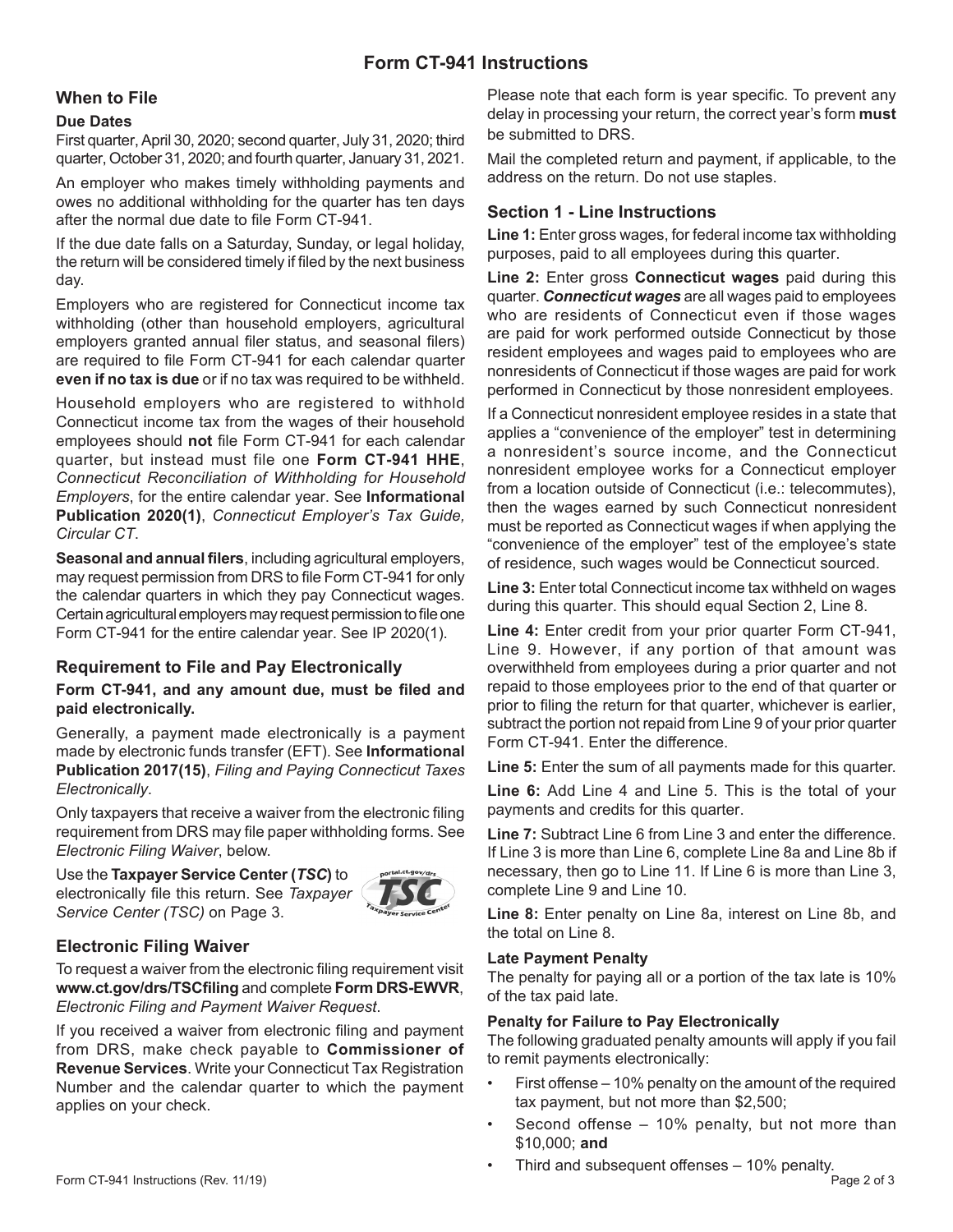# Form CT-941 Instructions

## When to File

### Due Dates

First quarter, April 30, 2020; second quarter, July 31, 2020; third quarter, October 31, 2020; and fourth quarter, January 31, 2021.

An employer who makes timely withholding payments and owes no additional withholding for the quarter has ten days after the normal due date to file Form CT-941.

If the due date falls on a Saturday, Sunday, or legal holiday, the return will be considered timely if filed by the next business day.

Employers who are registered for Connecticut income tax withholding (other than household employers, agricultural employers granted annual filer status, and seasonal filers) are required to file Form CT-941 for each calendar quarter **even if no tax is due** or if no tax was required to be withheld.

Household employers who are registered to withhold Connecticut income tax from the wages of their household employees should **not** file Form CT-941 for each calendar quarter, but instead must file one **Form CT-941 HHE**, *Connecticut Reconciliation of Withholding for Household Employers*, for the entire calendar year. See **Informational Publication 2020(1)**, *Connecticut Employer's Tax Guide, Circular CT*.

**Seasonal and annual filers**, including agricultural employers, may request permission from DRS to file Form CT-941 for only the calendar quarters in which they pay Connecticut wages. Certain agricultural employers may request permission to file one Form CT-941 for the entire calendar year. See IP 2020(1).

## Requirement to File and Pay Electronically

**Form CT-941, and any amount due, must be filed and paid electronically.**

Generally, a payment made electronically is a payment made by electronic funds transfer (EFT). See **Informational Publication 2017(15)**, *Filing and Paying Connecticut Taxes Electronically*.

Only taxpayers that receive a waiver from the electronic filing requirement from DRS may file paper withholding forms. See *Electronic Filing Waiver*, below.

Use the **Taxpayer Service Center (*TSC*)** to electronically file this return. See *Taxpayer Service Center (TSC)* on Page 3.

## Electronic Filing Waiver

To request a waiver from the electronic filing requirement visit **www.ct.gov/drs/TSCfiling** and complete **Form DRS-EWVR**, *Electronic Filing and Payment Waiver Request*.

If you received a waiver from electronic filing and payment from DRS, make check payable to **Commissioner of Revenue Services**. Write your Connecticut Tax Registration Number and the calendar quarter to which the payment applies on your check.

Please note that each form is year specific. To prevent any delay in processing your return, the correct year's form **must** be submitted to DRS.

Mail the completed return and payment, if applicable, to the address on the return. Do not use staples.

## Section 1 - Line Instructions

**Line 1:** Enter gross wages, for federal income tax withholding purposes, paid to all employees during this quarter.

**Line 2:** Enter gross **Connecticut wages** paid during this quarter. ***Connecticut wages*** are all wages paid to employees who are residents of Connecticut even if those wages are paid for work performed outside Connecticut by those resident employees and wages paid to employees who are nonresidents of Connecticut if those wages are paid for work performed in Connecticut by those nonresident employees.

If a Connecticut nonresident employee resides in a state that applies a "convenience of the employer" test in determining a nonresident's source income, and the Connecticut nonresident employee works for a Connecticut employer from a location outside of Connecticut (i.e.: telecommutes), then the wages earned by such Connecticut nonresident must be reported as Connecticut wages if when applying the "convenience of the employer" test of the employee's state of residence, such wages would be Connecticut sourced.

**Line 3:** Enter total Connecticut income tax withheld on wages during this quarter. This should equal Section 2, Line 8.

**Line 4:** Enter credit from your prior quarter Form CT-941, Line 9. However, if any portion of that amount was overwithheld from employees during a prior quarter and not repaid to those employees prior to the end of that quarter or prior to filing the return for that quarter, whichever is earlier, subtract the portion not repaid from Line 9 of your prior quarter Form CT-941. Enter the difference.

**Line 5:** Enter the sum of all payments made for this quarter.

**Line 6:** Add Line 4 and Line 5. This is the total of your payments and credits for this quarter.

**Line 7:** Subtract Line 6 from Line 3 and enter the difference. If Line 3 is more than Line 6, complete Line 8a and Line 8b if necessary, then go to Line 11. If Line 6 is more than Line 3, complete Line 9 and Line 10.

**Line 8:** Enter penalty on Line 8a, interest on Line 8b, and the total on Line 8.

### Late Payment Penalty

The penalty for paying all or a portion of the tax late is 10% of the tax paid late.

### Penalty for Failure to Pay Electronically

The following graduated penalty amounts will apply if you fail to remit payments electronically:

- First offense – 10% penalty on the amount of the required tax payment, but not more than $2,500;
- Second offense – 10% penalty, but not more than $10,000; **and**
- Third and subsequent offenses – 10% penalty.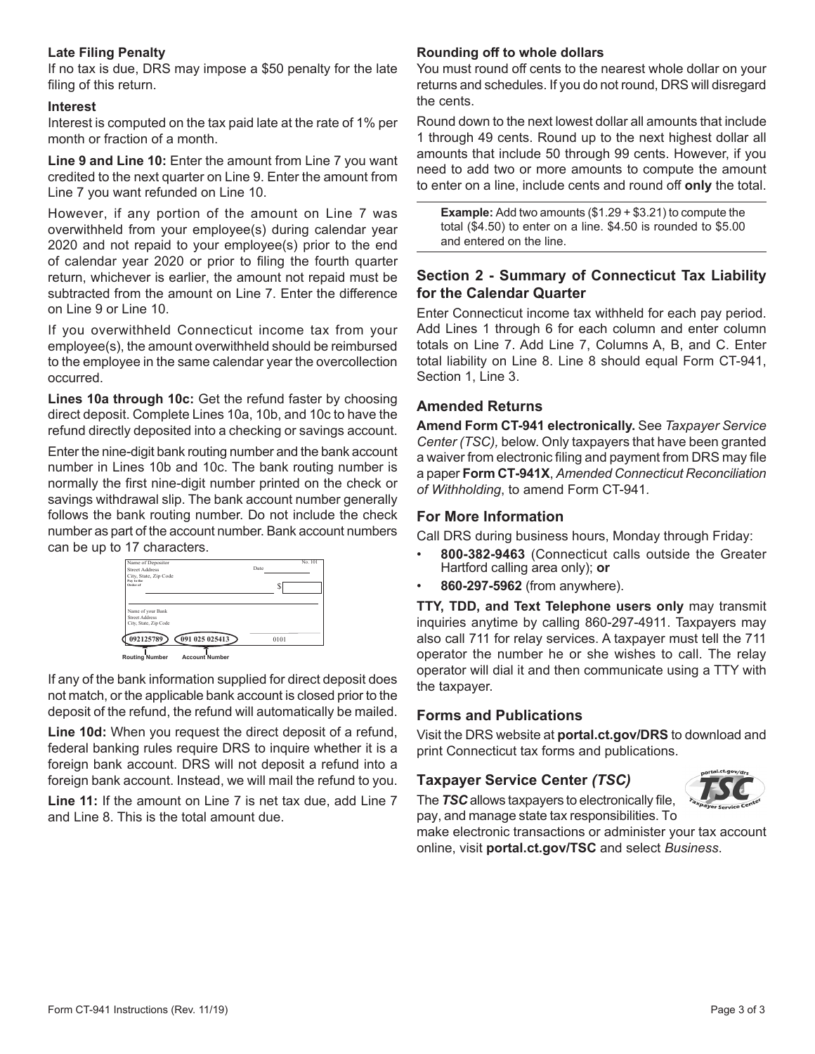**Late Filing Penalty**

If no tax is due, DRS may impose a $50 penalty for the late filing of this return.

**Interest**

Interest is computed on the tax paid late at the rate of 1% per month or fraction of a month.

**Line 9 and Line 10:** Enter the amount from Line 7 you want credited to the next quarter on Line 9. Enter the amount from Line 7 you want refunded on Line 10.

However, if any portion of the amount on Line 7 was overwithheld from your employee(s) during calendar year 2020 and not repaid to your employee(s) prior to the end of calendar year 2020 or prior to filing the fourth quarter return, whichever is earlier, the amount not repaid must be subtracted from the amount on Line 7. Enter the difference on Line 9 or Line 10.

If you overwithheld Connecticut income tax from your employee(s), the amount overwithheld should be reimbursed to the employee in the same calendar year the overcollection occurred.

**Lines 10a through 10c:** Get the refund faster by choosing direct deposit. Complete Lines 10a, 10b, and 10c to have the refund directly deposited into a checking or savings account.

Enter the nine-digit bank routing number and the bank account number in Lines 10b and 10c. The bank routing number is normally the first nine-digit number printed on the check or savings withdrawal slip. The bank account number generally follows the bank routing number. Do not include the check number as part of the account number. Bank account numbers can be up to 17 characters.

Name of Depositor
Street Address
City, State, Zip Code
Pay to the Order of
Date
No. 101
$
Name of your Bank
Street Address
City, State, Zip Code
092125789 091 025 025413 0101
Routing Number Account Number

If any of the bank information supplied for direct deposit does not match, or the applicable bank account is closed prior to the deposit of the refund, the refund will automatically be mailed.

**Line 10d:** When you request the direct deposit of a refund, federal banking rules require DRS to inquire whether it is a foreign bank account. DRS will not deposit a refund into a foreign bank account. Instead, we will mail the refund to you.

**Line 11:** If the amount on Line 7 is net tax due, add Line 7 and Line 8. This is the total amount due.

**Rounding off to whole dollars**

You must round off cents to the nearest whole dollar on your returns and schedules. If you do not round, DRS will disregard the cents.

Round down to the next lowest dollar all amounts that include 1 through 49 cents. Round up to the next highest dollar all amounts that include 50 through 99 cents. However, if you need to add two or more amounts to compute the amount to enter on a line, include cents and round off **only** the total.

**Example:** Add two amounts ($1.29 + $3.21) to compute the total ($4.50) to enter on a line. $4.50 is rounded to $5.00 and entered on the line.

## Section 2 - Summary of Connecticut Tax Liability for the Calendar Quarter

Enter Connecticut income tax withheld for each pay period. Add Lines 1 through 6 for each column and enter column totals on Line 7. Add Line 7, Columns A, B, and C. Enter total liability on Line 8. Line 8 should equal Form CT-941, Section 1, Line 3.

## Amended Returns

**Amend Form CT-941 electronically.** See *Taxpayer Service Center (TSC),* below. Only taxpayers that have been granted a waiver from electronic filing and payment from DRS may file a paper **Form CT-941X**, *Amended Connecticut Reconciliation of Withholding*, to amend Form CT-941.

## For More Information

Call DRS during business hours, Monday through Friday:

- **800-382-9463** (Connecticut calls outside the Greater Hartford calling area only); **or**
- **860-297-5962** (from anywhere).

**TTY, TDD, and Text Telephone users only** may transmit inquiries anytime by calling 860-297-4911. Taxpayers may also call 711 for relay services. A taxpayer must tell the 711 operator the number he or she wishes to call. The relay operator will dial it and then communicate using a TTY with the taxpayer.

## Forms and Publications

Visit the DRS website at **portal.ct.gov/DRS** to download and print Connecticut tax forms and publications.

## Taxpayer Service Center *(TSC)*

The ***TSC*** allows taxpayers to electronically file, pay, and manage state tax responsibilities. To make electronic transactions or administer your tax account online, visit **portal.ct.gov/TSC** and select *Business*.

Form CT-941 Instructions (Rev. 11/19)